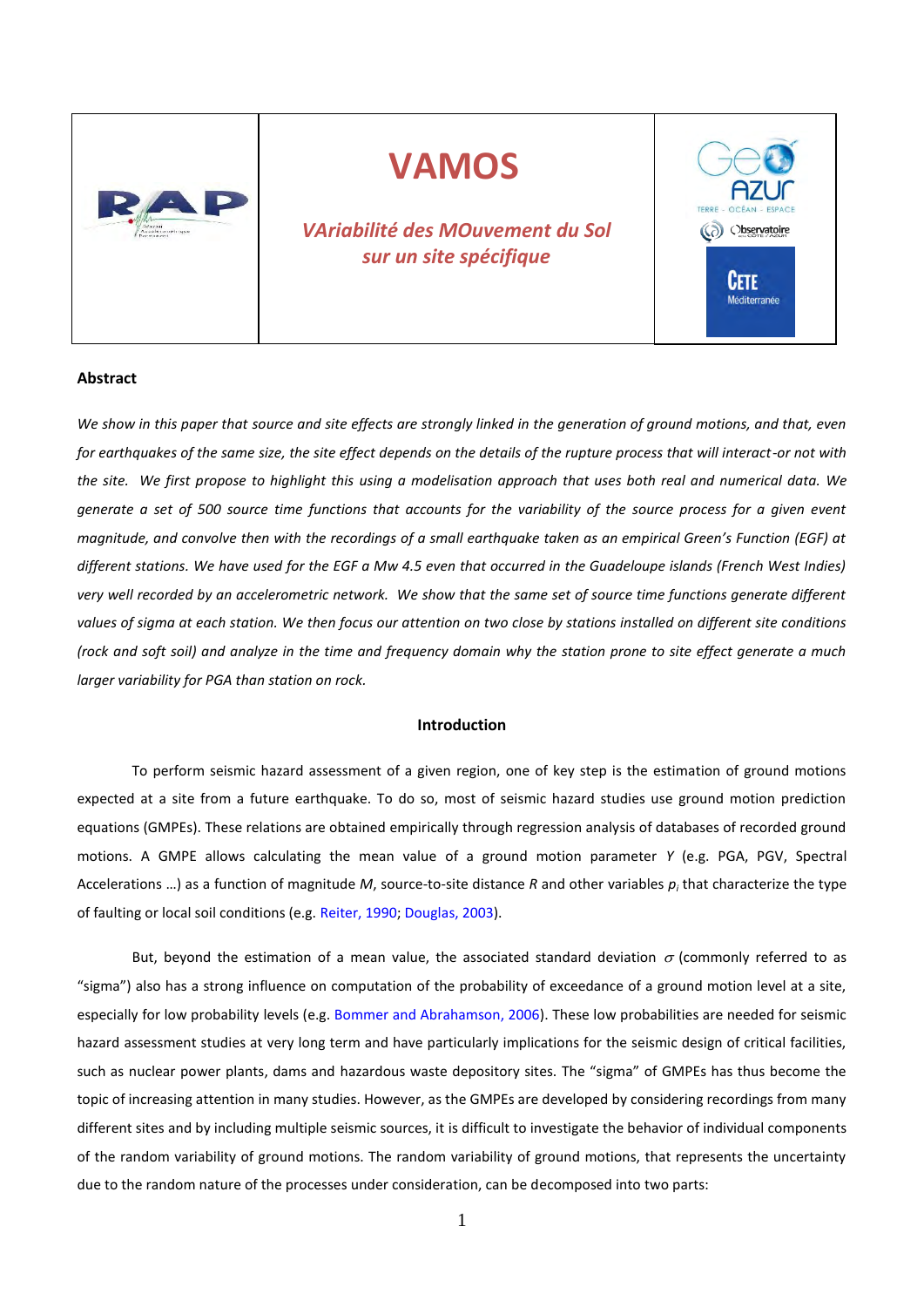# VAMOS

*VAriabilité des MOuvement du Sol sur un site spécifique*

**Abstract**

*We show in this paper that source and site effects are strongly linked in the generation of ground motions, and that, even for earthquakes of the same size, the site effect depends on the details of the rupture process that will interact-or not with the site. We first propose to highlight this using a modelisation approach that uses both real and numerical data. We generate a set of 500 source time functions that accounts for the variability of the source process for a given event magnitude, and convolve then with the recordings of a small earthquake taken as an empirical Green's Function (EGF) at different stations. We have used for the EGF a Mw 4.5 even that occurred in the Guadeloupe islands (French West Indies) very well recorded by an accelerometric network. We show that the same set of source time functions generate different values of sigma at each station. We then focus our attention on two close by stations installed on different site conditions (rock and soft soil) and analyze in the time and frequency domain why the station prone to site effect generate a much larger variability for PGA than station on rock.*

## Introduction

To perform seismic hazard assessment of a given region, one of key step is the estimation of ground motions expected at a site from a future earthquake. To do so, most of seismic hazard studies use ground motion prediction equations (GMPEs). These relations are obtained empirically through regression analysis of databases of recorded ground motions. A GMPE allows calculating the mean value of a ground motion parameter *Y* (e.g. PGA, PGV, Spectral Accelerations …) as a function of magnitude *M*, source-to-site distance *R* and other variables $p_i$ that characterize the type of faulting or local soil conditions (e.g. Reiter, 1990; Douglas, 2003).

But, beyond the estimation of a mean value, the associated standard deviation $\sigma$ (commonly referred to as "sigma") also has a strong influence on computation of the probability of exceedance of a ground motion level at a site, especially for low probability levels (e.g. Bommer and Abrahamson, 2006). These low probabilities are needed for seismic hazard assessment studies at very long term and have particularly implications for the seismic design of critical facilities, such as nuclear power plants, dams and hazardous waste depository sites. The "sigma" of GMPEs has thus become the topic of increasing attention in many studies. However, as the GMPEs are developed by considering recordings from many different sites and by including multiple seismic sources, it is difficult to investigate the behavior of individual components of the random variability of ground motions. The random variability of ground motions, that represents the uncertainty due to the random nature of the processes under consideration, can be decomposed into two parts: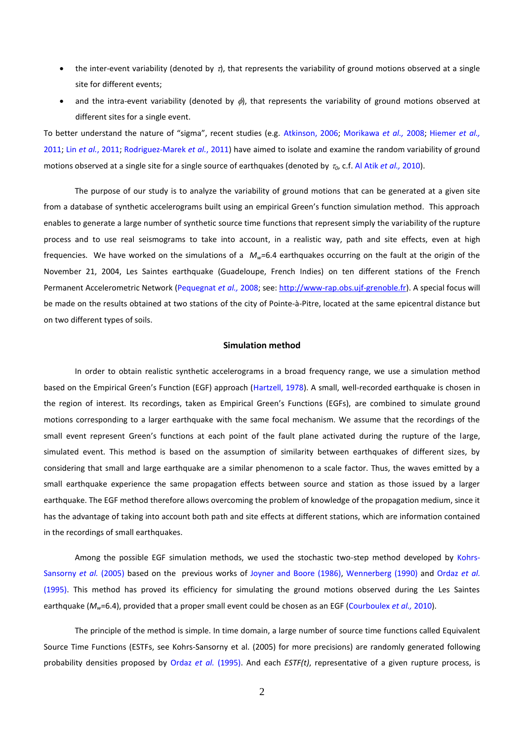- the inter-event variability (denoted by $\tau$), that represents the variability of ground motions observed at a single site for different events;
- and the intra-event variability (denoted by $\phi$), that represents the variability of ground motions observed at different sites for a single event.

To better understand the nature of "sigma", recent studies (e.g. Atkinson, 2006; Morikawa *et al.,* 2008; Hiemer *et al.,* 2011; Lin *et al.*, 2011; Rodriguez-Marek *et al.*, 2011) have aimed to isolate and examine the random variability of ground motions observed at a single site for a single source of earthquakes (denoted by $\tau_0$, c.f. Al Atik *et al.,* 2010).

The purpose of our study is to analyze the variability of ground motions that can be generated at a given site from a database of synthetic accelerograms built using an empirical Green's function simulation method. This approach enables to generate a large number of synthetic source time functions that represent simply the variability of the rupture process and to use real seismograms to take into account, in a realistic way, path and site effects, even at high frequencies. We have worked on the simulations of a $M_w$=6.4 earthquakes occurring on the fault at the origin of the November 21, 2004, Les Saintes earthquake (Guadeloupe, French Indies) on ten different stations of the French Permanent Accelerometric Network (Pequegnat *et al.,* 2008; see: http://www-rap.obs.ujf-grenoble.fr). A special focus will be made on the results obtained at two stations of the city of Pointe-à-Pitre, located at the same epicentral distance but on two different types of soils.

## Simulation method

In order to obtain realistic synthetic accelerograms in a broad frequency range, we use a simulation method based on the Empirical Green's Function (EGF) approach (Hartzell, 1978). A small, well-recorded earthquake is chosen in the region of interest. Its recordings, taken as Empirical Green's Functions (EGFs), are combined to simulate ground motions corresponding to a larger earthquake with the same focal mechanism. We assume that the recordings of the small event represent Green's functions at each point of the fault plane activated during the rupture of the large, simulated event. This method is based on the assumption of similarity between earthquakes of different sizes, by considering that small and large earthquake are a similar phenomenon to a scale factor. Thus, the waves emitted by a small earthquake experience the same propagation effects between source and station as those issued by a larger earthquake. The EGF method therefore allows overcoming the problem of knowledge of the propagation medium, since it has the advantage of taking into account both path and site effects at different stations, which are information contained in the recordings of small earthquakes.

Among the possible EGF simulation methods, we used the stochastic two-step method developed by Kohrs-Sansorny *et al.* (2005) based on the previous works of Joyner and Boore (1986), Wennerberg (1990) and Ordaz *et al.* (1995). This method has proved its efficiency for simulating the ground motions observed during the Les Saintes earthquake ($M_w$=6.4), provided that a proper small event could be chosen as an EGF (Courboulex *et al.,* 2010).

The principle of the method is simple. In time domain, a large number of source time functions called Equivalent Source Time Functions (ESTFs, see Kohrs-Sansorny et al. (2005) for more precisions) are randomly generated following probability densities proposed by Ordaz *et al.* (1995). And each *ESTF(t)*, representative of a given rupture process, is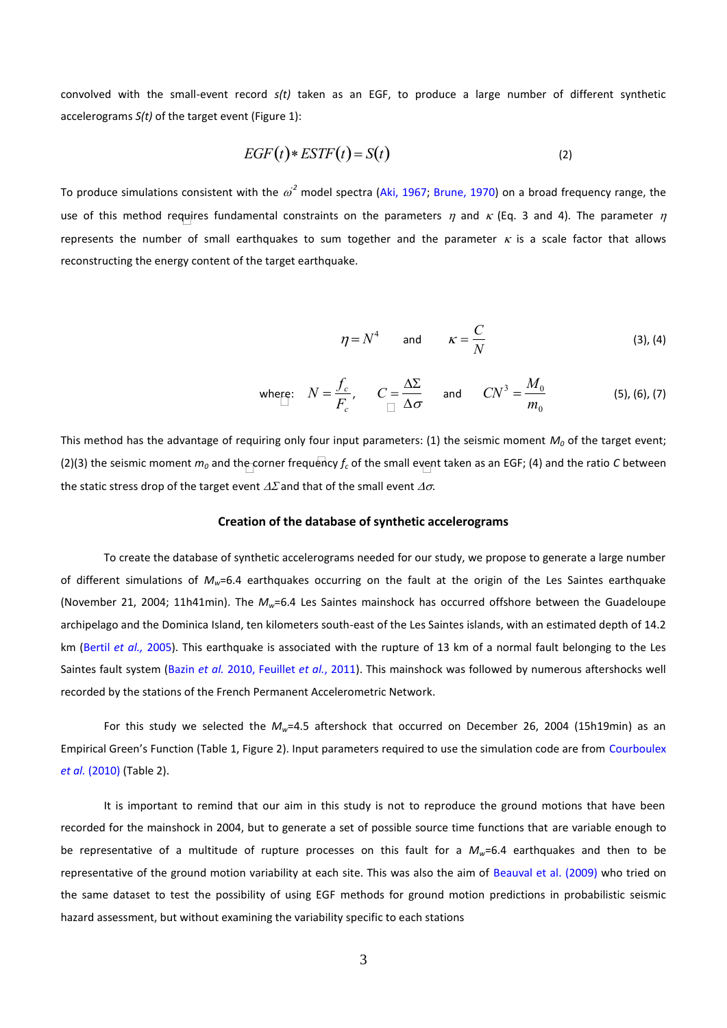convolved with the small-event record *s(t)* taken as an EGF, to produce a large number of different synthetic accelerograms *S(t)* of the target event (Figure 1):

$$EGF(t) * ESTF(t) = S(t) \tag{2}$$

To produce simulations consistent with the $\omega^{-2}$ model spectra (Aki, 1967; Brune, 1970) on a broad frequency range, the use of this method requires fundamental constraints on the parameters $\eta$ and $\kappa$ (Eq. 3 and 4). The parameter $\eta$ represents the number of small earthquakes to sum together and the parameter $\kappa$ is a scale factor that allows reconstructing the energy content of the target earthquake.

$$\eta = N^4 \quad \text{and} \quad \kappa = \frac{C}{N} \tag{3), (4}$$

$$\text{where:} \quad N = \frac{f_c}{F_c}, \quad C = \frac{\Delta\Sigma}{\Delta\sigma} \quad \text{and} \quad CN^3 = \frac{M_0}{m_0} \tag{5), (6), (7}$$

This method has the advantage of requiring only four input parameters: (1) the seismic moment $M_0$ of the target event; (2)(3) the seismic moment $m_0$ and the corner frequency $f_c$ of the small event taken as an EGF; (4) and the ratio $C$ between the static stress drop of the target event $\Delta\Sigma$ and that of the small event $\Delta\sigma$.

## Creation of the database of synthetic accelerograms

To create the database of synthetic accelerograms needed for our study, we propose to generate a large number of different simulations of $M_w$=6.4 earthquakes occurring on the fault at the origin of the Les Saintes earthquake (November 21, 2004; 11h41min). The $M_w$=6.4 Les Saintes mainshock has occurred offshore between the Guadeloupe archipelago and the Dominica Island, ten kilometers south-east of the Les Saintes islands, with an estimated depth of 14.2 km (Bertil *et al.,* 2005). This earthquake is associated with the rupture of 13 km of a normal fault belonging to the Les Saintes fault system (Bazin *et al.* 2010, Feuillet *et al.*, 2011). This mainshock was followed by numerous aftershocks well recorded by the stations of the French Permanent Accelerometric Network.

For this study we selected the $M_w$=4.5 aftershock that occurred on December 26, 2004 (15h19min) as an Empirical Green's Function (Table 1, Figure 2). Input parameters required to use the simulation code are from Courboulex *et al.* (2010) (Table 2).

It is important to remind that our aim in this study is not to reproduce the ground motions that have been recorded for the mainshock in 2004, but to generate a set of possible source time functions that are variable enough to be representative of a multitude of rupture processes on this fault for a $M_w$=6.4 earthquakes and then to be representative of the ground motion variability at each site. This was also the aim of Beauval et al. (2009) who tried on the same dataset to test the possibility of using EGF methods for ground motion predictions in probabilistic seismic hazard assessment, but without examining the variability specific to each stations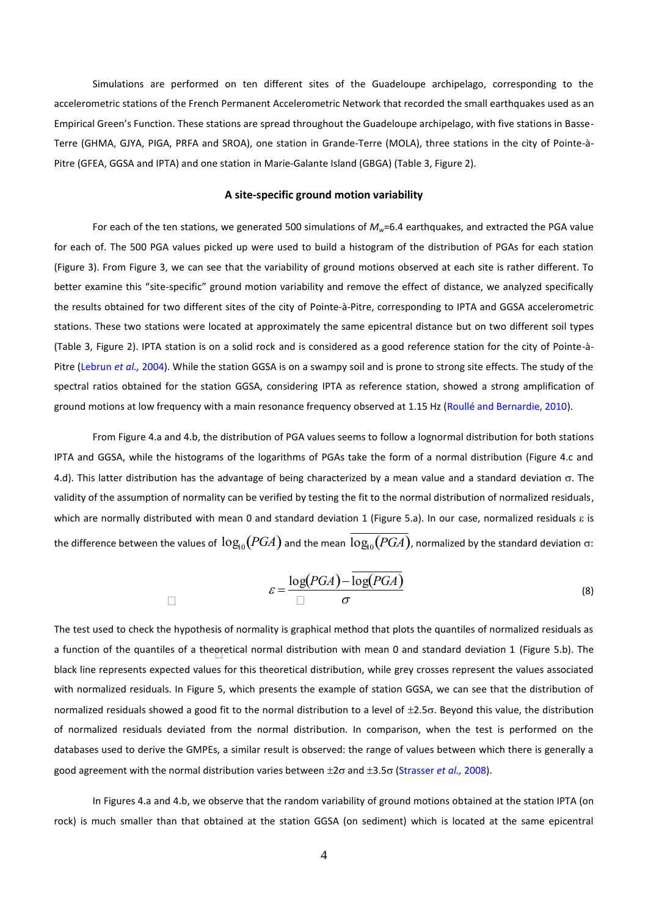Simulations are performed on ten different sites of the Guadeloupe archipelago, corresponding to the accelerometric stations of the French Permanent Accelerometric Network that recorded the small earthquakes used as an Empirical Green's Function. These stations are spread throughout the Guadeloupe archipelago, with five stations in Basse-Terre (GHMA, GJYA, PIGA, PRFA and SROA), one station in Grande-Terre (MOLA), three stations in the city of Pointe-à-Pitre (GFEA, GGSA and IPTA) and one station in Marie-Galante Island (GBGA) (Table 3, Figure 2).

### A site-specific ground motion variability

For each of the ten stations, we generated 500 simulations of $M_w$=6.4 earthquakes, and extracted the PGA value for each of. The 500 PGA values picked up were used to build a histogram of the distribution of PGAs for each station (Figure 3). From Figure 3, we can see that the variability of ground motions observed at each site is rather different. To better examine this "site-specific" ground motion variability and remove the effect of distance, we analyzed specifically the results obtained for two different sites of the city of Pointe-à-Pitre, corresponding to IPTA and GGSA accelerometric stations. These two stations were located at approximately the same epicentral distance but on two different soil types (Table 3, Figure 2). IPTA station is on a solid rock and is considered as a good reference station for the city of Pointe-à-Pitre (Lebrun *et al.,* 2004). While the station GGSA is on a swampy soil and is prone to strong site effects. The study of the spectral ratios obtained for the station GGSA, considering IPTA as reference station, showed a strong amplification of ground motions at low frequency with a main resonance frequency observed at 1.15 Hz (Roullé and Bernardie, 2010).

From Figure 4.a and 4.b, the distribution of PGA values seems to follow a lognormal distribution for both stations IPTA and GGSA, while the histograms of the logarithms of PGAs take the form of a normal distribution (Figure 4.c and 4.d). This latter distribution has the advantage of being characterized by a mean value and a standard deviation $\sigma$. The validity of the assumption of normality can be verified by testing the fit to the normal distribution of normalized residuals, which are normally distributed with mean 0 and standard deviation 1 (Figure 5.a). In our case, normalized residuals $\varepsilon$ is the difference between the values of $\log_{10}(PGA)$ and the mean $\overline{\log_{10}(PGA)}$, normalized by the standard deviation $\sigma$:

$$\varepsilon = \frac{\log(PGA) - \overline{\log(PGA)}}{\sigma} \tag{8}$$

The test used to check the hypothesis of normality is graphical method that plots the quantiles of normalized residuals as a function of the quantiles of a theoretical normal distribution with mean 0 and standard deviation 1 (Figure 5.b). The black line represents expected values for this theoretical distribution, while grey crosses represent the values associated with normalized residuals. In Figure 5, which presents the example of station GGSA, we can see that the distribution of normalized residuals showed a good fit to the normal distribution to a level of $\pm 2.5\sigma$. Beyond this value, the distribution of normalized residuals deviated from the normal distribution. In comparison, when the test is performed on the databases used to derive the GMPEs, a similar result is observed: the range of values between which there is generally a good agreement with the normal distribution varies between $\pm 2\sigma$ and $\pm 3.5\sigma$ (Strasser *et al.,* 2008).

In Figures 4.a and 4.b, we observe that the random variability of ground motions obtained at the station IPTA (on rock) is much smaller than that obtained at the station GGSA (on sediment) which is located at the same epicentral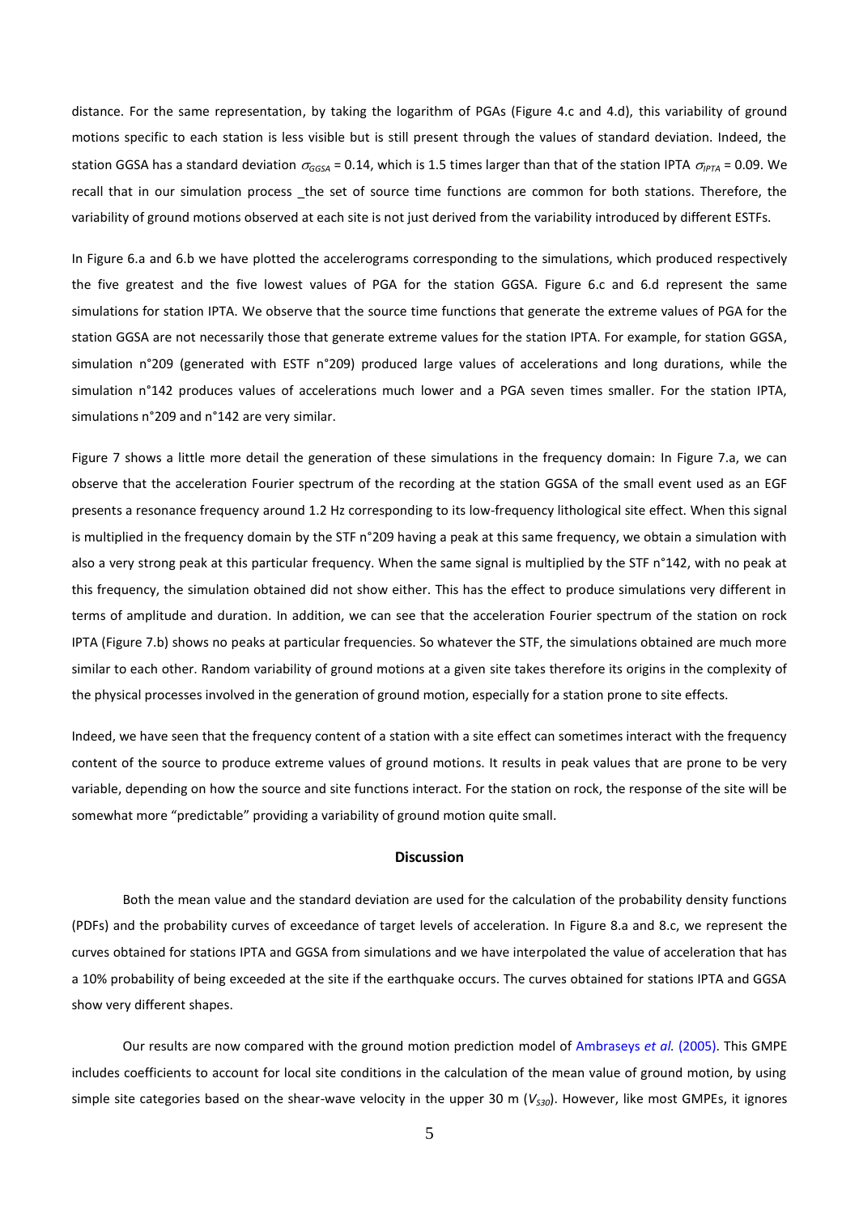distance. For the same representation, by taking the logarithm of PGAs (Figure 4.c and 4.d), this variability of ground motions specific to each station is less visible but is still present through the values of standard deviation. Indeed, the station GGSA has a standard deviation $\sigma_{GGSA}$ = 0.14, which is 1.5 times larger than that of the station IPTA $\sigma_{IPTA}$ = 0.09. We recall that in our simulation process _the set of source time functions are common for both stations. Therefore, the variability of ground motions observed at each site is not just derived from the variability introduced by different ESTFs.

In Figure 6.a and 6.b we have plotted the accelerograms corresponding to the simulations, which produced respectively the five greatest and the five lowest values of PGA for the station GGSA. Figure 6.c and 6.d represent the same simulations for station IPTA. We observe that the source time functions that generate the extreme values of PGA for the station GGSA are not necessarily those that generate extreme values for the station IPTA. For example, for station GGSA, simulation n°209 (generated with ESTF n°209) produced large values of accelerations and long durations, while the simulation n°142 produces values of accelerations much lower and a PGA seven times smaller. For the station IPTA, simulations n°209 and n°142 are very similar.

Figure 7 shows a little more detail the generation of these simulations in the frequency domain: In Figure 7.a, we can observe that the acceleration Fourier spectrum of the recording at the station GGSA of the small event used as an EGF presents a resonance frequency around 1.2 Hz corresponding to its low-frequency lithological site effect. When this signal is multiplied in the frequency domain by the STF n°209 having a peak at this same frequency, we obtain a simulation with also a very strong peak at this particular frequency. When the same signal is multiplied by the STF n°142, with no peak at this frequency, the simulation obtained did not show either. This has the effect to produce simulations very different in terms of amplitude and duration. In addition, we can see that the acceleration Fourier spectrum of the station on rock IPTA (Figure 7.b) shows no peaks at particular frequencies. So whatever the STF, the simulations obtained are much more similar to each other. Random variability of ground motions at a given site takes therefore its origins in the complexity of the physical processes involved in the generation of ground motion, especially for a station prone to site effects.

Indeed, we have seen that the frequency content of a station with a site effect can sometimes interact with the frequency content of the source to produce extreme values of ground motions. It results in peak values that are prone to be very variable, depending on how the source and site functions interact. For the station on rock, the response of the site will be somewhat more "predictable" providing a variability of ground motion quite small.

## Discussion

Both the mean value and the standard deviation are used for the calculation of the probability density functions (PDFs) and the probability curves of exceedance of target levels of acceleration. In Figure 8.a and 8.c, we represent the curves obtained for stations IPTA and GGSA from simulations and we have interpolated the value of acceleration that has a 10% probability of being exceeded at the site if the earthquake occurs. The curves obtained for stations IPTA and GGSA show very different shapes.

Our results are now compared with the ground motion prediction model of Ambraseys *et al.* (2005). This GMPE includes coefficients to account for local site conditions in the calculation of the mean value of ground motion, by using simple site categories based on the shear-wave velocity in the upper 30 m ($V_{S30}$). However, like most GMPEs, it ignores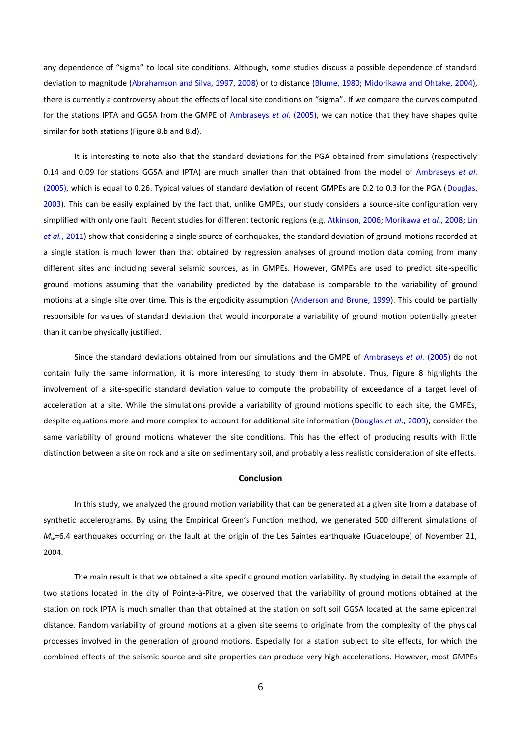any dependence of "sigma" to local site conditions. Although, some studies discuss a possible dependence of standard deviation to magnitude (Abrahamson and Silva, 1997, 2008) or to distance (Blume, 1980; Midorikawa and Ohtake, 2004), there is currently a controversy about the effects of local site conditions on "sigma". If we compare the curves computed for the stations IPTA and GGSA from the GMPE of Ambraseys *et al.* (2005), we can notice that they have shapes quite similar for both stations (Figure 8.b and 8.d).

It is interesting to note also that the standard deviations for the PGA obtained from simulations (respectively 0.14 and 0.09 for stations GGSA and IPTA) are much smaller than that obtained from the model of Ambraseys *et al.* (2005), which is equal to 0.26. Typical values of standard deviation of recent GMPEs are 0.2 to 0.3 for the PGA (Douglas, 2003). This can be easily explained by the fact that, unlike GMPEs, our study considers a source-site configuration very simplified with only one fault Recent studies for different tectonic regions (e.g. Atkinson, 2006; Morikawa *et al.*, 2008; Lin *et al.*, 2011) show that considering a single source of earthquakes, the standard deviation of ground motions recorded at a single station is much lower than that obtained by regression analyses of ground motion data coming from many different sites and including several seismic sources, as in GMPEs. However, GMPEs are used to predict site-specific ground motions assuming that the variability predicted by the database is comparable to the variability of ground motions at a single site over time. This is the ergodicity assumption (Anderson and Brune, 1999). This could be partially responsible for values of standard deviation that would incorporate a variability of ground motion potentially greater than it can be physically justified.

Since the standard deviations obtained from our simulations and the GMPE of Ambraseys *et al.* (2005) do not contain fully the same information, it is more interesting to study them in absolute. Thus, Figure 8 highlights the involvement of a site-specific standard deviation value to compute the probability of exceedance of a target level of acceleration at a site. While the simulations provide a variability of ground motions specific to each site, the GMPEs, despite equations more and more complex to account for additional site information (Douglas *et al*., 2009), consider the same variability of ground motions whatever the site conditions. This has the effect of producing results with little distinction between a site on rock and a site on sedimentary soil, and probably a less realistic consideration of site effects.

## Conclusion

In this study, we analyzed the ground motion variability that can be generated at a given site from a database of synthetic accelerograms. By using the Empirical Green's Function method, we generated 500 different simulations of $M_w$=6.4 earthquakes occurring on the fault at the origin of the Les Saintes earthquake (Guadeloupe) of November 21, 2004.

The main result is that we obtained a site specific ground motion variability. By studying in detail the example of two stations located in the city of Pointe-à-Pitre, we observed that the variability of ground motions obtained at the station on rock IPTA is much smaller than that obtained at the station on soft soil GGSA located at the same epicentral distance. Random variability of ground motions at a given site seems to originate from the complexity of the physical processes involved in the generation of ground motions. Especially for a station subject to site effects, for which the combined effects of the seismic source and site properties can produce very high accelerations. However, most GMPEs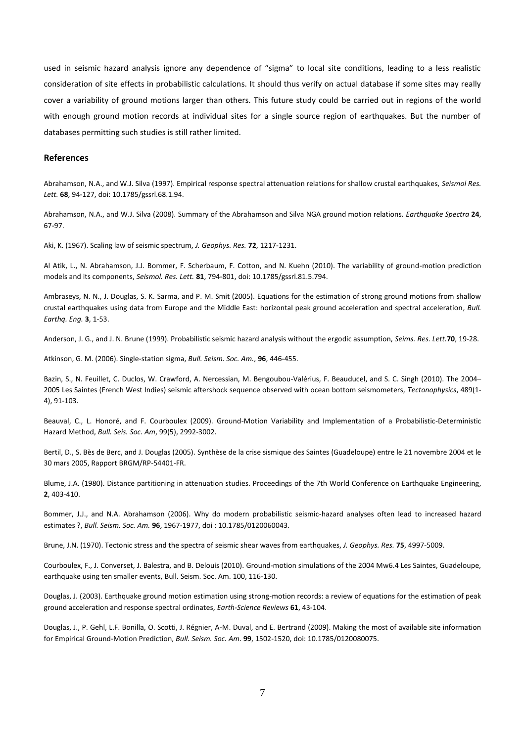used in seismic hazard analysis ignore any dependence of "sigma" to local site conditions, leading to a less realistic consideration of site effects in probabilistic calculations. It should thus verify on actual database if some sites may really cover a variability of ground motions larger than others. This future study could be carried out in regions of the world with enough ground motion records at individual sites for a single source region of earthquakes. But the number of databases permitting such studies is still rather limited.

## References

Abrahamson, N.A., and W.J. Silva (1997). Empirical response spectral attenuation relations for shallow crustal earthquakes, *Seismol Res. Lett.* **68**, 94-127, doi: 10.1785/gssrl.68.1.94.

Abrahamson, N.A., and W.J. Silva (2008). Summary of the Abrahamson and Silva NGA ground motion relations. *Earthquake Spectra* **24**, 67-97.

Aki, K. (1967). Scaling law of seismic spectrum, *J. Geophys. Res.* **72**, 1217-1231.

Al Atik, L., N. Abrahamson, J.J. Bommer, F. Scherbaum, F. Cotton, and N. Kuehn (2010). The variability of ground-motion prediction models and its components, *Seismol. Res. Lett.* **81**, 794-801, doi: 10.1785/gssrl.81.5.794.

Ambraseys, N. N., J. Douglas, S. K. Sarma, and P. M. Smit (2005). Equations for the estimation of strong ground motions from shallow crustal earthquakes using data from Europe and the Middle East: horizontal peak ground acceleration and spectral acceleration, *Bull. Earthq. Eng.* **3**, 1-53.

Anderson, J. G., and J. N. Brune (1999). Probabilistic seismic hazard analysis without the ergodic assumption, *Seims. Res. Lett.***70**, 19-28.

Atkinson, G. M. (2006). Single-station sigma, *Bull. Seism. Soc. Am.*, **96**, 446-455.

Bazin, S., N. Feuillet, C. Duclos, W. Crawford, A. Nercessian, M. Bengoubou-Valérius, F. Beauducel, and S. C. Singh (2010). The 2004–2005 Les Saintes (French West Indies) seismic aftershock sequence observed with ocean bottom seismometers, *Tectonophysics*, 489(1-4), 91-103.

Beauval, C., L. Honoré, and F. Courboulex (2009). Ground-Motion Variability and Implementation of a Probabilistic-Deterministic Hazard Method, *Bull. Seis. Soc. Am*, 99(5), 2992-3002.

Bertil, D., S. Bès de Berc, and J. Douglas (2005). Synthèse de la crise sismique des Saintes (Guadeloupe) entre le 21 novembre 2004 et le 30 mars 2005, Rapport BRGM/RP-54401-FR.

Blume, J.A. (1980). Distance partitioning in attenuation studies. Proceedings of the 7th World Conference on Earthquake Engineering, **2**, 403-410.

Bommer, J.J., and N.A. Abrahamson (2006). Why do modern probabilistic seismic-hazard analyses often lead to increased hazard estimates ?, *Bull. Seism. Soc. Am.* **96**, 1967-1977, doi : 10.1785/0120060043.

Brune, J.N. (1970). Tectonic stress and the spectra of seismic shear waves from earthquakes, *J. Geophys. Res.* **75**, 4997-5009.

Courboulex, F., J. Converset, J. Balestra, and B. Delouis (2010). Ground-motion simulations of the 2004 Mw6.4 Les Saintes, Guadeloupe, earthquake using ten smaller events, Bull. Seism. Soc. Am. 100, 116-130.

Douglas, J. (2003). Earthquake ground motion estimation using strong-motion records: a review of equations for the estimation of peak ground acceleration and response spectral ordinates, *Earth-Science Reviews* **61**, 43-104.

Douglas, J., P. Gehl, L.F. Bonilla, O. Scotti, J. Régnier, A-M. Duval, and E. Bertrand (2009). Making the most of available site information for Empirical Ground-Motion Prediction, *Bull. Seism. Soc. Am*. **99**, 1502-1520, doi: 10.1785/0120080075.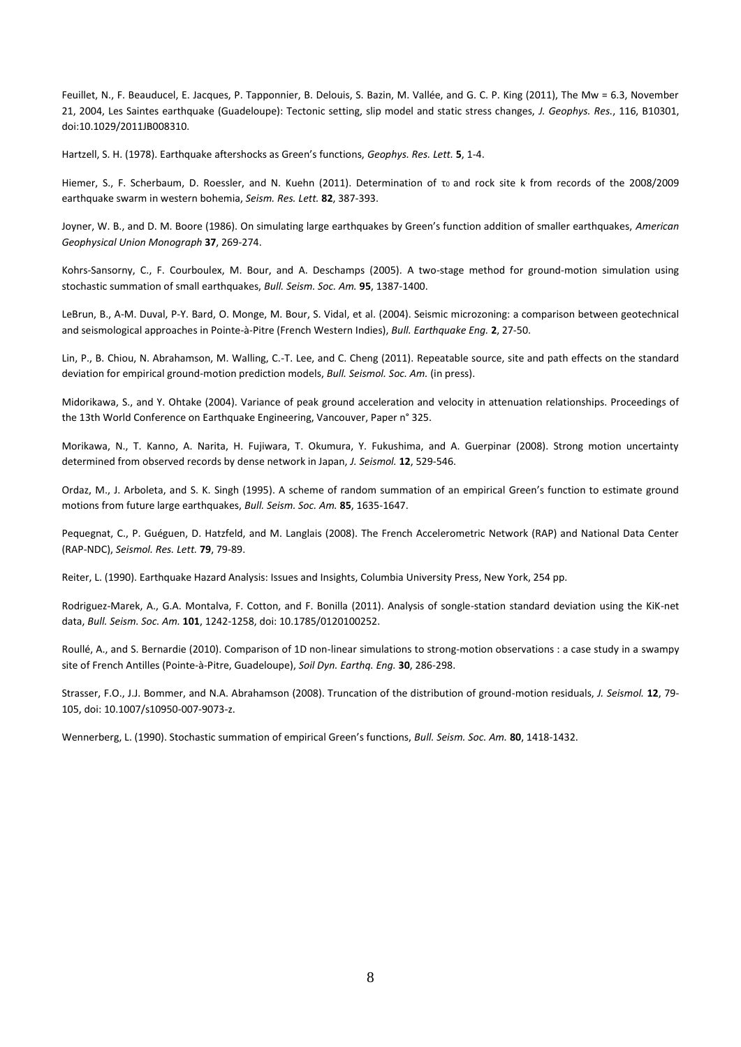Feuillet, N., F. Beauducel, E. Jacques, P. Tapponnier, B. Delouis, S. Bazin, M. Vallée, and G. C. P. King (2011), The Mw = 6.3, November 21, 2004, Les Saintes earthquake (Guadeloupe): Tectonic setting, slip model and static stress changes, *J. Geophys. Res.*, 116, B10301, doi:10.1029/2011JB008310.

Hartzell, S. H. (1978). Earthquake aftershocks as Green's functions, *Geophys. Res. Lett.* **5**, 1-4.

Hiemer, S., F. Scherbaum, D. Roessler, and N. Kuehn (2011). Determination of $\tau_0$ and rock site k from records of the 2008/2009 earthquake swarm in western bohemia, *Seism. Res. Lett.* **82**, 387-393.

Joyner, W. B., and D. M. Boore (1986). On simulating large earthquakes by Green's function addition of smaller earthquakes, *American Geophysical Union Monograph* **37**, 269-274.

Kohrs-Sansorny, C., F. Courboulex, M. Bour, and A. Deschamps (2005). A two-stage method for ground-motion simulation using stochastic summation of small earthquakes, *Bull. Seism. Soc. Am.* **95**, 1387-1400.

LeBrun, B., A-M. Duval, P-Y. Bard, O. Monge, M. Bour, S. Vidal, et al. (2004). Seismic microzoning: a comparison between geotechnical and seismological approaches in Pointe-à-Pitre (French Western Indies), *Bull. Earthquake Eng.* **2**, 27-50.

Lin, P., B. Chiou, N. Abrahamson, M. Walling, C.-T. Lee, and C. Cheng (2011). Repeatable source, site and path effects on the standard deviation for empirical ground-motion prediction models, *Bull. Seismol. Soc. Am.* (in press).

Midorikawa, S., and Y. Ohtake (2004). Variance of peak ground acceleration and velocity in attenuation relationships. Proceedings of the 13th World Conference on Earthquake Engineering, Vancouver, Paper n° 325.

Morikawa, N., T. Kanno, A. Narita, H. Fujiwara, T. Okumura, Y. Fukushima, and A. Guerpinar (2008). Strong motion uncertainty determined from observed records by dense network in Japan, *J. Seismol.* **12**, 529-546.

Ordaz, M., J. Arboleta, and S. K. Singh (1995). A scheme of random summation of an empirical Green's function to estimate ground motions from future large earthquakes, *Bull. Seism. Soc. Am.* **85**, 1635-1647.

Pequegnat, C., P. Guéguen, D. Hatzfeld, and M. Langlais (2008). The French Accelerometric Network (RAP) and National Data Center (RAP-NDC), *Seismol. Res. Lett.* **79**, 79-89.

Reiter, L. (1990). Earthquake Hazard Analysis: Issues and Insights, Columbia University Press, New York, 254 pp.

Rodriguez-Marek, A., G.A. Montalva, F. Cotton, and F. Bonilla (2011). Analysis of songle-station standard deviation using the KiK-net data, *Bull. Seism. Soc. Am.* **101**, 1242-1258, doi: 10.1785/0120100252.

Roullé, A., and S. Bernardie (2010). Comparison of 1D non-linear simulations to strong-motion observations : a case study in a swampy site of French Antilles (Pointe-à-Pitre, Guadeloupe), *Soil Dyn. Earthq. Eng.* **30**, 286-298.

Strasser, F.O., J.J. Bommer, and N.A. Abrahamson (2008). Truncation of the distribution of ground-motion residuals, *J. Seismol.* **12**, 79-105, doi: 10.1007/s10950-007-9073-z.

Wennerberg, L. (1990). Stochastic summation of empirical Green's functions, *Bull. Seism. Soc. Am.* **80**, 1418-1432.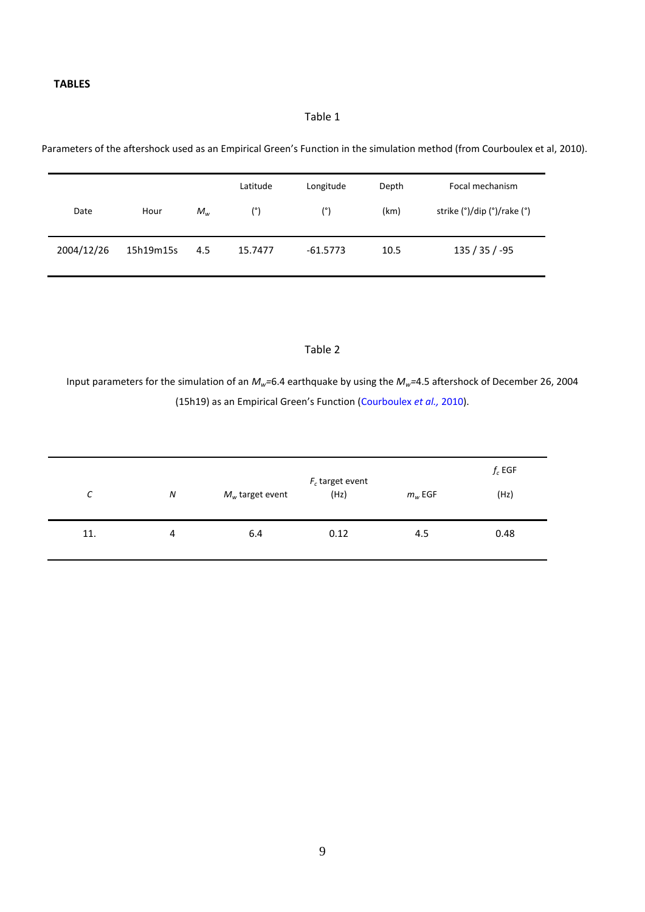**TABLES**

Table 1

Parameters of the aftershock used as an Empirical Green's Function in the simulation method (from Courboulex et al, 2010).

| Date | Hour | $M_w$ | Latitude (°) | Longitude (°) | Depth (km) | Focal mechanism strike (°)/dip (°)/rake (°) |
|---|---|---|---|---|---|---|
| 2004/12/26 | 15h19m15s | 4.5 | 15.7477 | -61.5773 | 10.5 | 135 / 35 / -95 |

Table 2

Input parameters for the simulation of an $M_w$=6.4 earthquake by using the $M_w$=4.5 aftershock of December 26, 2004 (15h19) as an Empirical Green's Function (Courboulex *et al.,* 2010).

| $C$ | $N$ | $M_w$ target event | $F_c$ target event (Hz) | $m_w$ EGF | $f_c$ EGF (Hz) |
|---|---|---|---|---|---|
| 11. | 4 | 6.4 | 0.12 | 4.5 | 0.48 |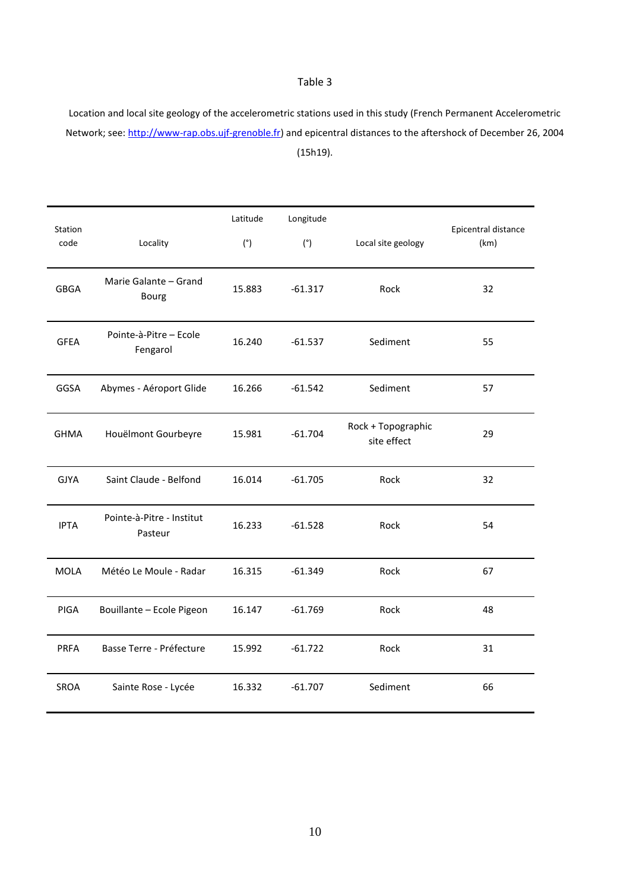Table 3

Location and local site geology of the accelerometric stations used in this study (French Permanent Accelerometric Network; see: http://www-rap.obs.ujf-grenoble.fr) and epicentral distances to the aftershock of December 26, 2004 (15h19).

| Station code | Locality | Latitude (°) | Longitude (°) | Local site geology | Epicentral distance (km) |
|---|---|---|---|---|---|
| GBGA | Marie Galante – Grand Bourg | 15.883 | -61.317 | Rock | 32 |
| GFEA | Pointe-à-Pitre – Ecole Fengarol | 16.240 | -61.537 | Sediment | 55 |
| GGSA | Abymes - Aéroport Glide | 16.266 | -61.542 | Sediment | 57 |
| GHMA | Houëlmont Gourbeyre | 15.981 | -61.704 | Rock + Topographic site effect | 29 |
| GJYA | Saint Claude - Belfond | 16.014 | -61.705 | Rock | 32 |
| IPTA | Pointe-à-Pitre - Institut Pasteur | 16.233 | -61.528 | Rock | 54 |
| MOLA | Météo Le Moule - Radar | 16.315 | -61.349 | Rock | 67 |
| PIGA | Bouillante – Ecole Pigeon | 16.147 | -61.769 | Rock | 48 |
| PRFA | Basse Terre - Préfecture | 15.992 | -61.722 | Rock | 31 |
| SROA | Sainte Rose - Lycée | 16.332 | -61.707 | Sediment | 66 |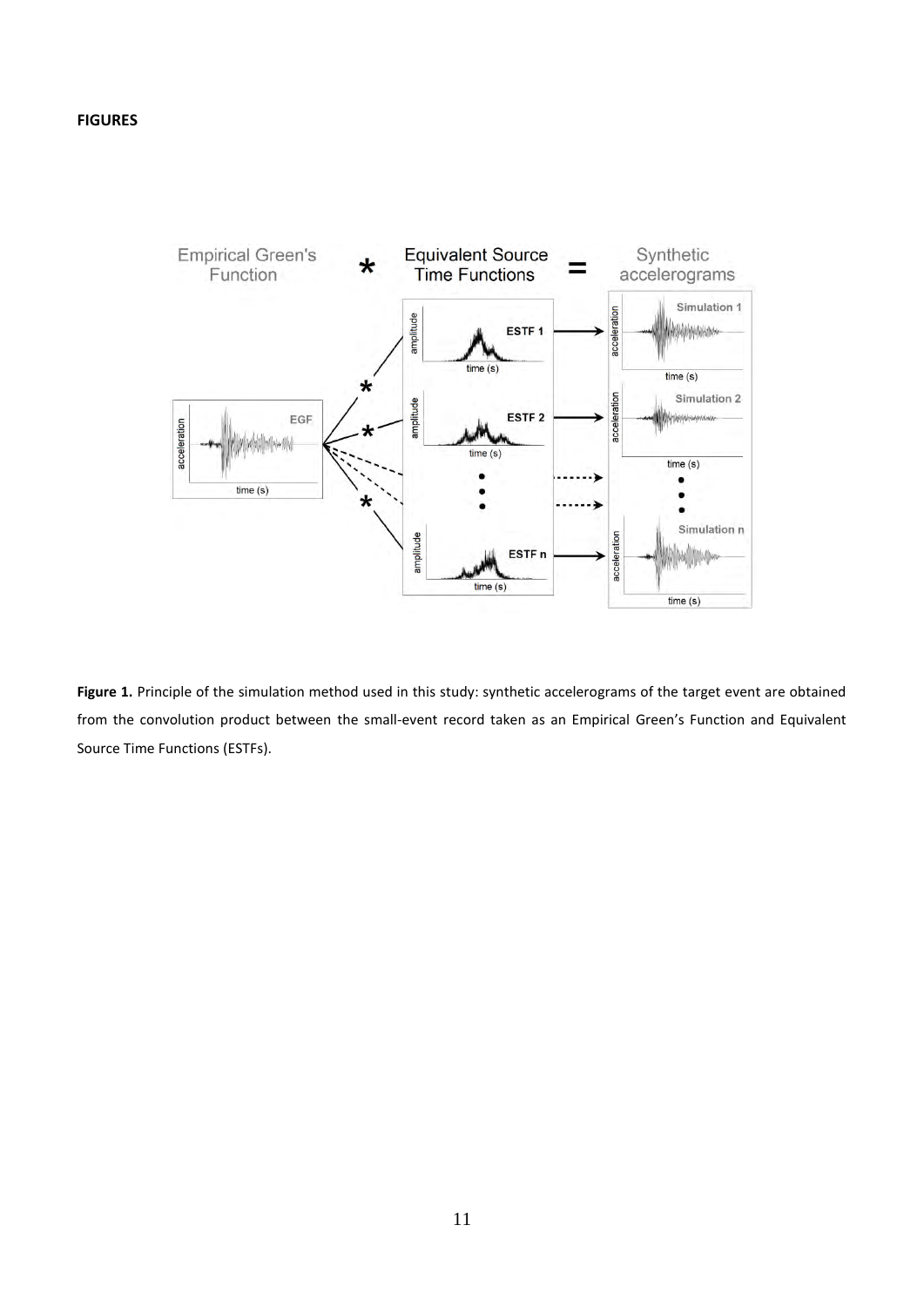**FIGURES**

**Figure 1.** Principle of the simulation method used in this study: synthetic accelerograms of the target event are obtained from the convolution product between the small-event record taken as an Empirical Green's Function and Equivalent Source Time Functions (ESTFs).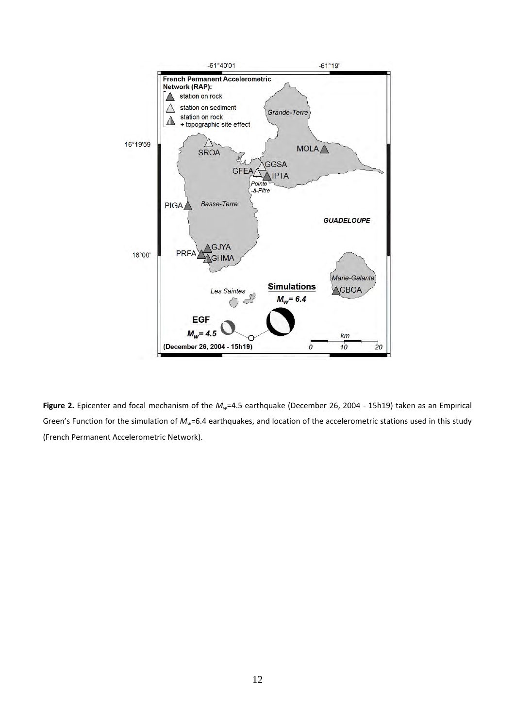**Figure 2.** Epicenter and focal mechanism of the $M_w$=4.5 earthquake (December 26, 2004 - 15h19) taken as an Empirical Green's Function for the simulation of $M_w$=6.4 earthquakes, and location of the accelerometric stations used in this study (French Permanent Accelerometric Network).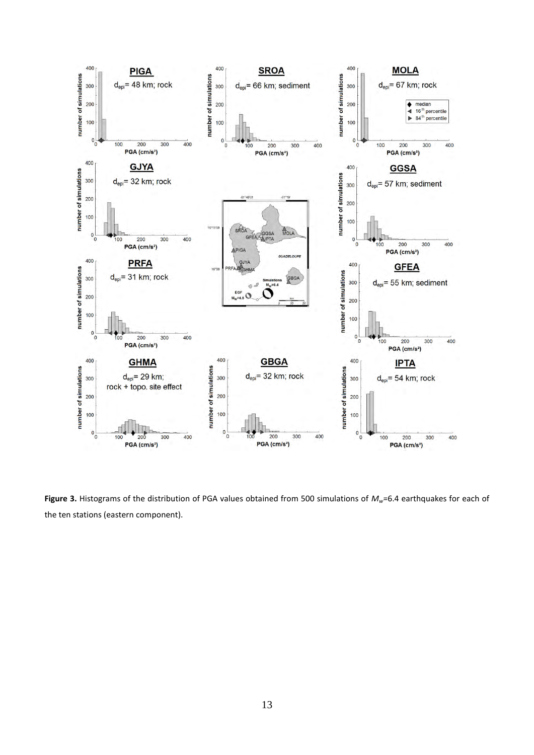**Figure 3.** Histograms of the distribution of PGA values obtained from 500 simulations of $M_w$=6.4 earthquakes for each of the ten stations (eastern component).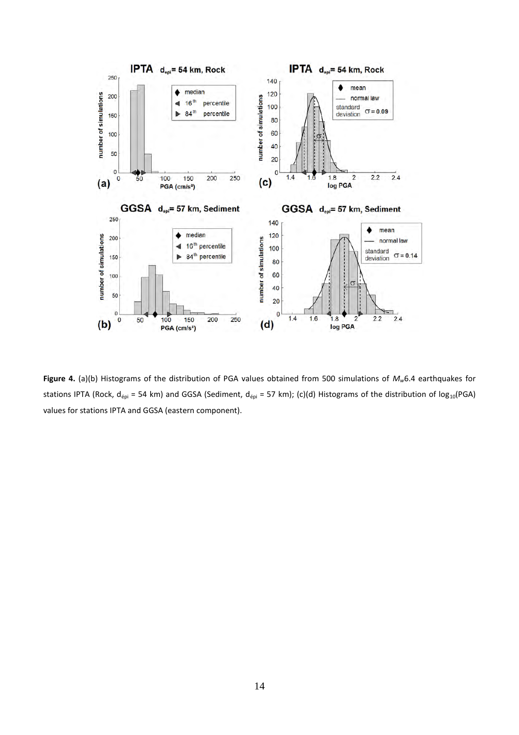**Figure 4.** (a)(b) Histograms of the distribution of PGA values obtained from 500 simulations of $M_w$6.4 earthquakes for stations IPTA (Rock, $d_{épi}$ = 54 km) and GGSA (Sediment, $d_{épi}$ = 57 km); (c)(d) Histograms of the distribution of $\log_{10}$(PGA) values for stations IPTA and GGSA (eastern component).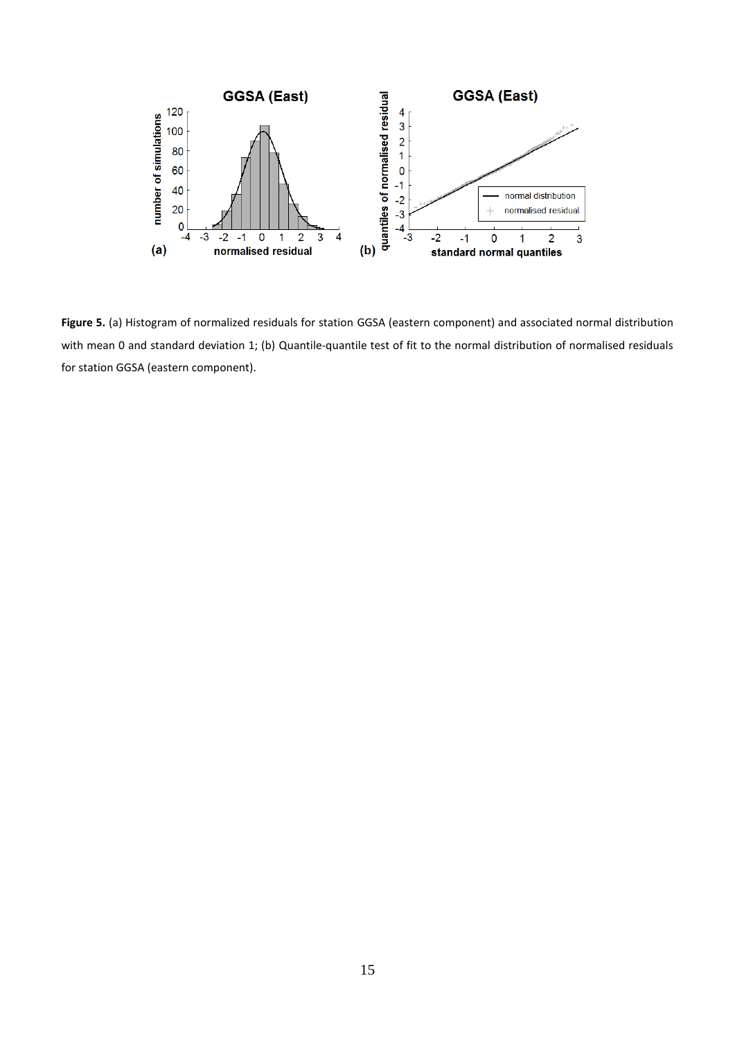**Figure 5.** (a) Histogram of normalized residuals for station GGSA (eastern component) and associated normal distribution with mean 0 and standard deviation 1; (b) Quantile-quantile test of fit to the normal distribution of normalised residuals for station GGSA (eastern component).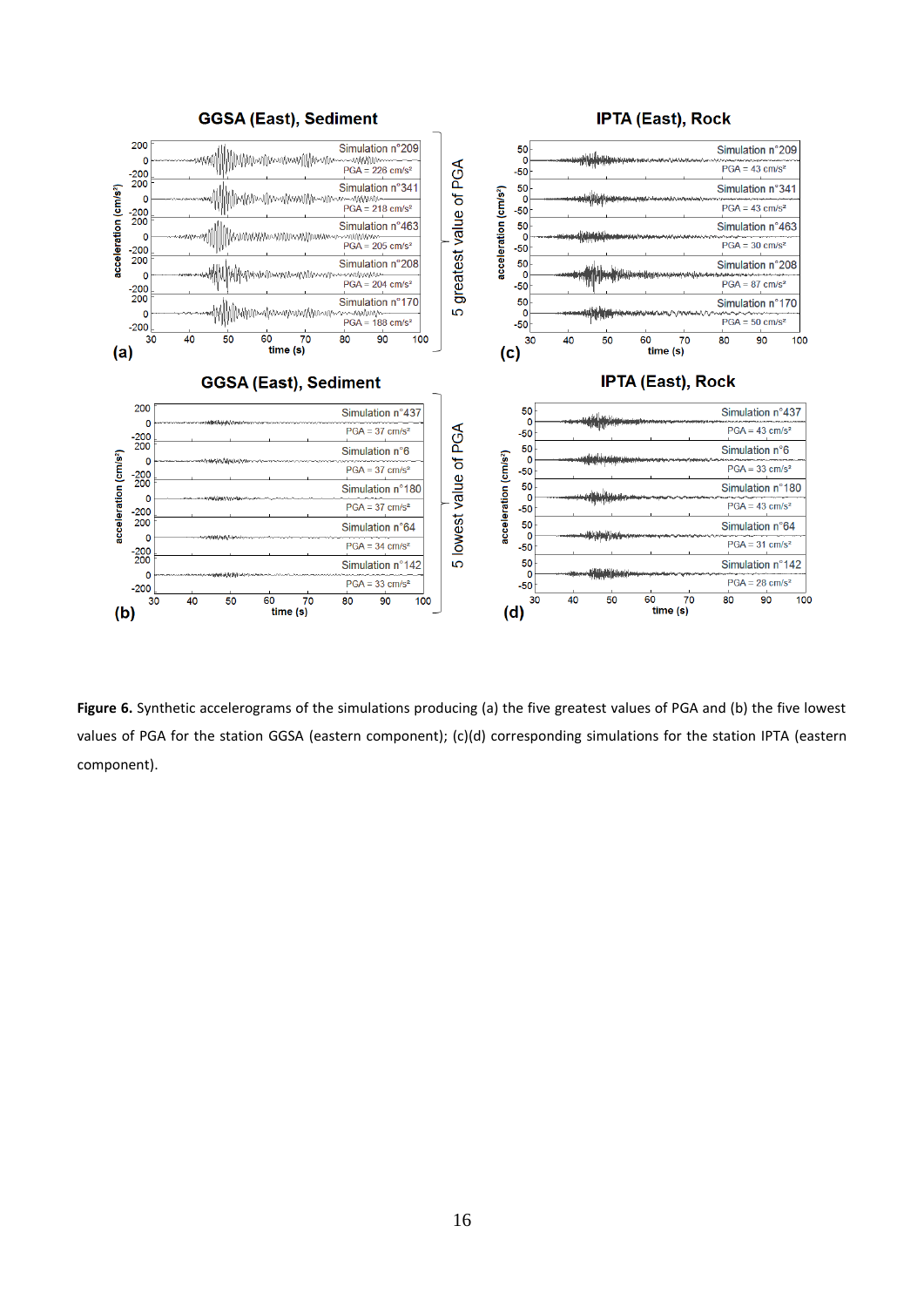**Figure 6.** Synthetic accelerograms of the simulations producing (a) the five greatest values of PGA and (b) the five lowest values of PGA for the station GGSA (eastern component); (c)(d) corresponding simulations for the station IPTA (eastern component).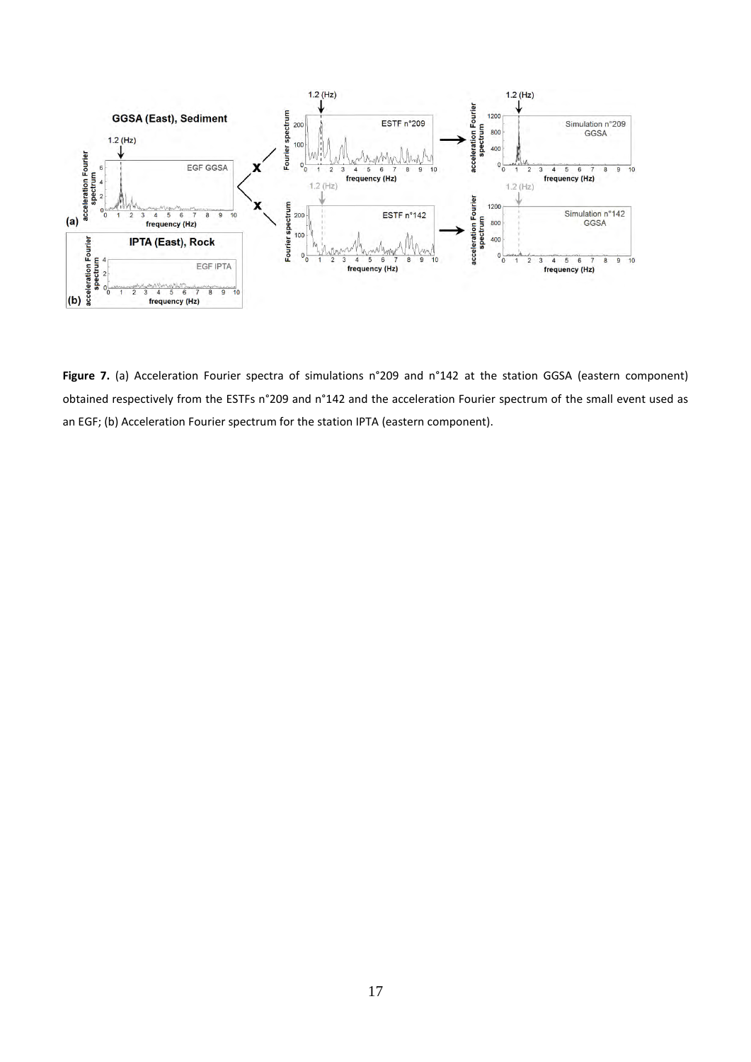**Figure 7.** (a) Acceleration Fourier spectra of simulations n°209 and n°142 at the station GGSA (eastern component) obtained respectively from the ESTFs n°209 and n°142 and the acceleration Fourier spectrum of the small event used as an EGF; (b) Acceleration Fourier spectrum for the station IPTA (eastern component).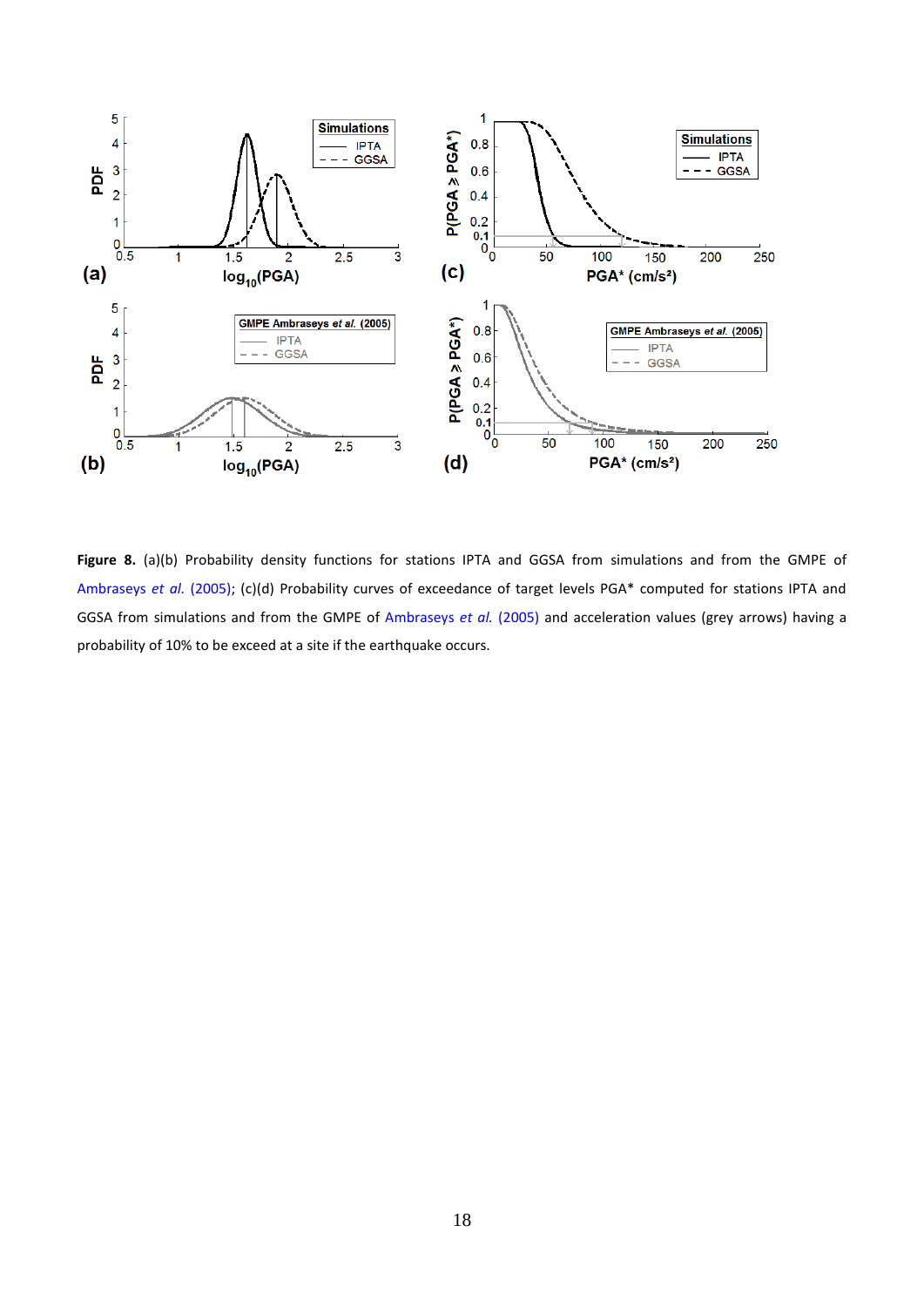(a)

PDF

5
4
3
2
1
0

0.5 1 1.5 2 2.5 3

log$_{10}$(PGA)

Simulations
IPTA
GGSA

(b)

PDF

5
4
3
2
1
0

0.5 1 1.5 2 2.5 3

log$_{10}$(PGA)

GMPE Ambraseys *et al.* (2005)
IPTA
GGSA

(c)

P(PGA ≥ PGA*)

1
0.8
0.6
0.4
0.2
0.1
0

0 50 100 150 200 250

PGA* (cm/s²)

Simulations
IPTA
GGSA

(d)

P(PGA ≥ PGA*)

1
0.8
0.6
0.4
0.2
0.1
0

0 50 100 150 200 250

PGA* (cm/s²)

GMPE Ambraseys *et al.* (2005)
IPTA
GGSA

**Figure 8.** (a)(b) Probability density functions for stations IPTA and GGSA from simulations and from the GMPE of Ambraseys *et al.* (2005); (c)(d) Probability curves of exceedance of target levels PGA* computed for stations IPTA and GGSA from simulations and from the GMPE of Ambraseys *et al.* (2005) and acceleration values (grey arrows) having a probability of 10% to be exceed at a site if the earthquake occurs.